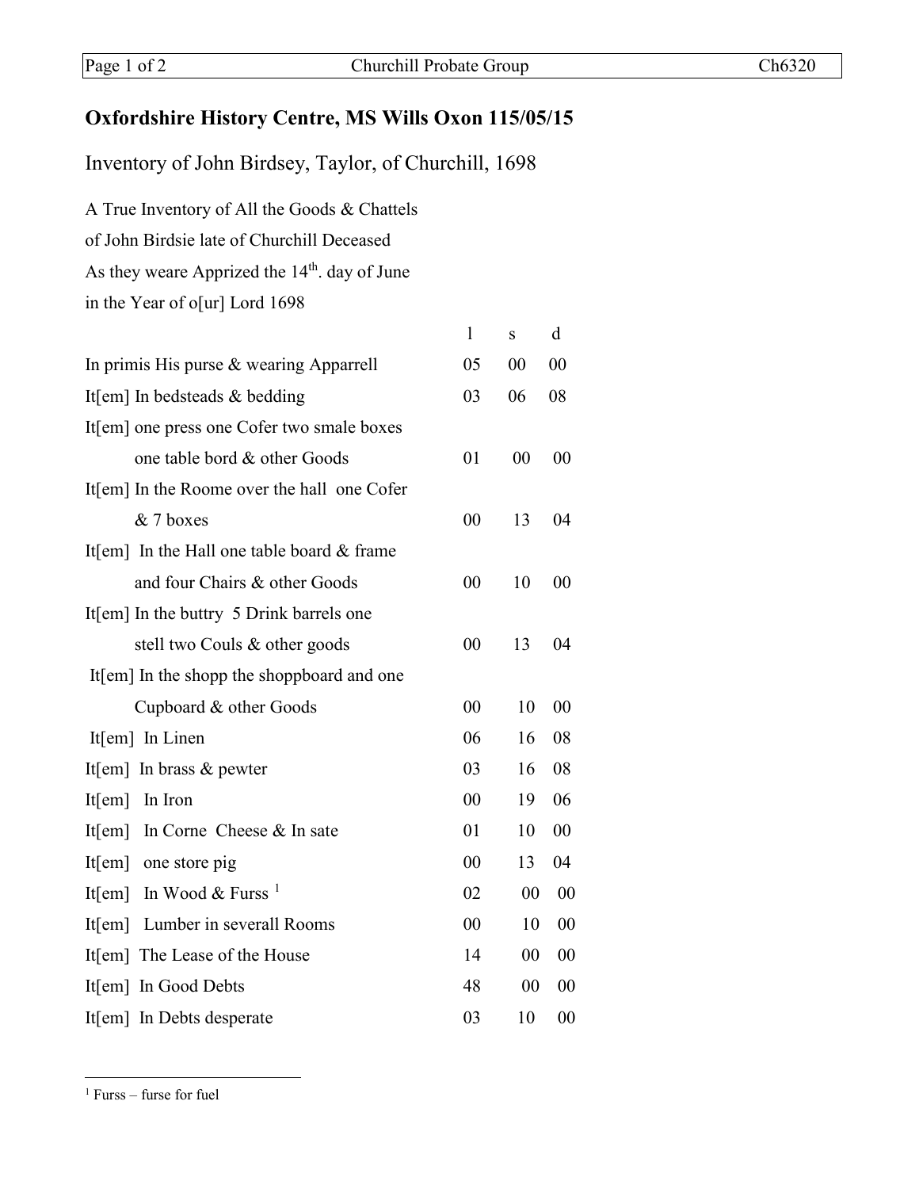# Oxfordshire History Centre, MS Wills Oxon 115/05/15

Inventory of John Birdsey, Taylor, of Churchill, 1698

A True Inventory of All the Goods & Chattels
of John Birdsie late of Churchill Deceased
As they weare Apprized the 14th. day of June
in the Year of o[ur] Lord 1698

| | l | s | d |
|---|---|---|---|
| In primis His purse & wearing Apparrell | 05 | 00 | 00 |
| It[em] In bedsteads & bedding | 03 | 06 | 08 |
| It[em] one press one Cofer two smale boxes one table bord & other Goods | 01 | 00 | 00 |
| It[em] In the Roome over the hall one Cofer & 7 boxes | 00 | 13 | 04 |
| It[em] In the Hall one table board & frame and four Chairs & other Goods | 00 | 10 | 00 |
| It[em] In the buttry 5 Drink barrels one stell two Couls & other goods | 00 | 13 | 04 |
| It[em] In the shopp the shoppboard and one Cupboard & other Goods | 00 | 10 | 00 |
| It[em] In Linen | 06 | 16 | 08 |
| It[em] In brass & pewter | 03 | 16 | 08 |
| It[em] In Iron | 00 | 19 | 06 |
| It[em] In Corne Cheese & In sate | 01 | 10 | 00 |
| It[em] one store pig | 00 | 13 | 04 |
| It[em] In Wood & Furss [1] | 02 | 00 | 00 |
| It[em] Lumber in severall Rooms | 00 | 10 | 00 |
| It[em] The Lease of the House | 14 | 00 | 00 |
| It[em] In Good Debts | 48 | 00 | 00 |
| It[em] In Debts desperate | 03 | 10 | 00 |

[1] Furss – furse for fuel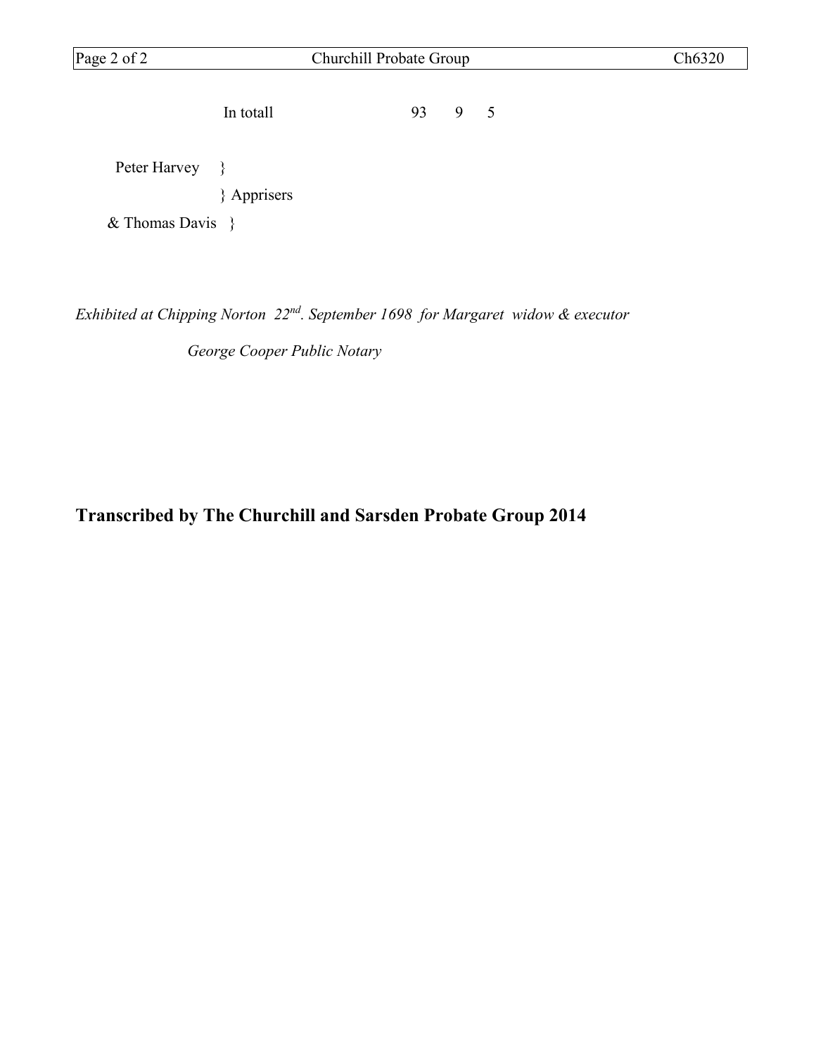| | | | |
|---|---|---|---|
| In totall | 93 | 9 | 5 |

Peter Harvey }
} Apprisers
& Thomas Davis }

*Exhibited at Chipping Norton 22nd. September 1698 for Margaret widow & executor*

*George Cooper Public Notary*

**Transcribed by The Churchill and Sarsden Probate Group 2014**